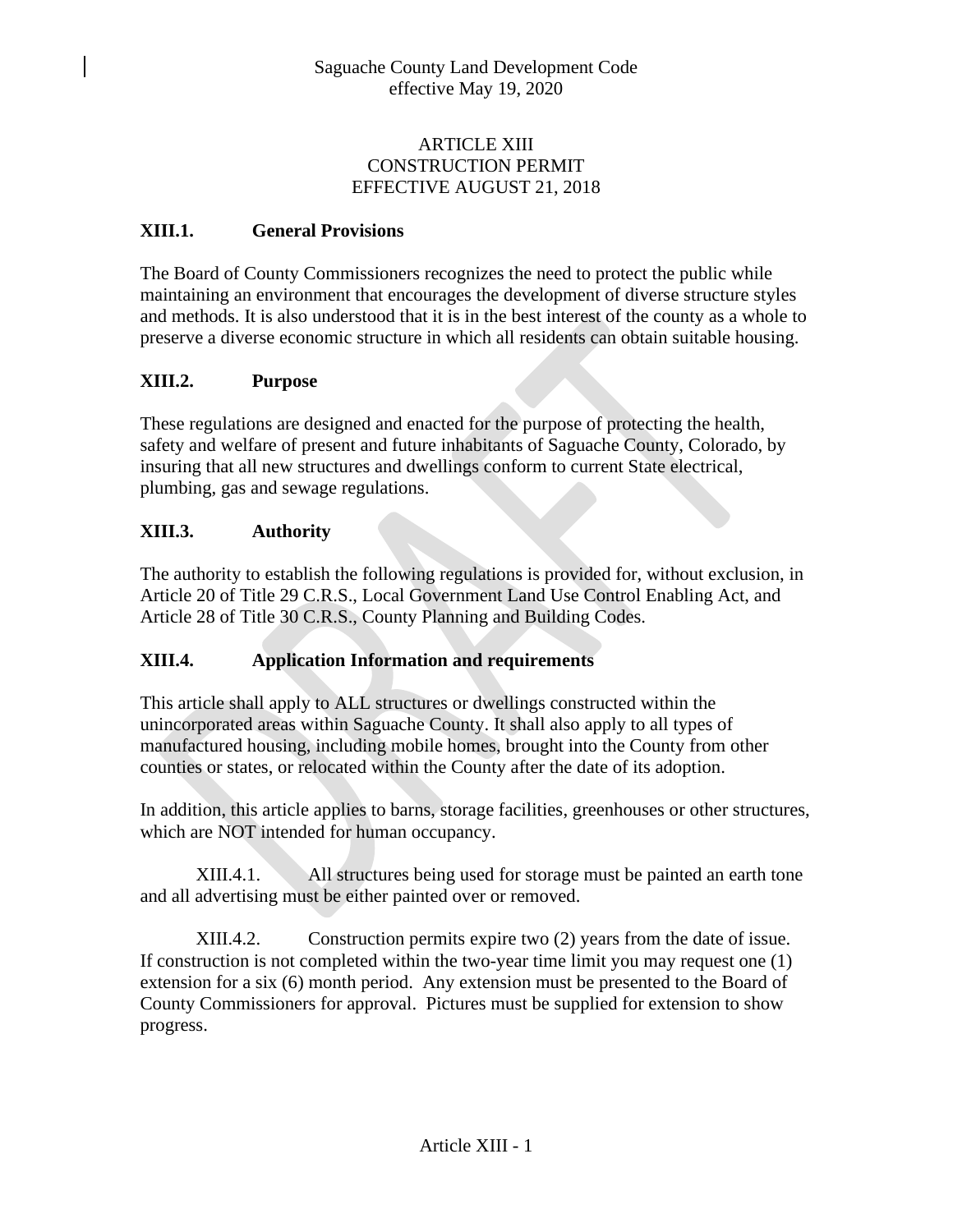# ARTICLE XIII
# CONSTRUCTION PERMIT
# EFFECTIVE AUGUST 21, 2018

## XIII.1. General Provisions

The Board of County Commissioners recognizes the need to protect the public while maintaining an environment that encourages the development of diverse structure styles and methods. It is also understood that it is in the best interest of the county as a whole to preserve a diverse economic structure in which all residents can obtain suitable housing.

## XIII.2. Purpose

These regulations are designed and enacted for the purpose of protecting the health, safety and welfare of present and future inhabitants of Saguache County, Colorado, by insuring that all new structures and dwellings conform to current State electrical, plumbing, gas and sewage regulations.

## XIII.3. Authority

The authority to establish the following regulations is provided for, without exclusion, in Article 20 of Title 29 C.R.S., Local Government Land Use Control Enabling Act, and Article 28 of Title 30 C.R.S., County Planning and Building Codes.

## XIII.4. Application Information and requirements

This article shall apply to ALL structures or dwellings constructed within the unincorporated areas within Saguache County. It shall also apply to all types of manufactured housing, including mobile homes, brought into the County from other counties or states, or relocated within the County after the date of its adoption.

In addition, this article applies to barns, storage facilities, greenhouses or other structures, which are NOT intended for human occupancy.

XIII.4.1. All structures being used for storage must be painted an earth tone and all advertising must be either painted over or removed.

XIII.4.2. Construction permits expire two (2) years from the date of issue. If construction is not completed within the two-year time limit you may request one (1) extension for a six (6) month period. Any extension must be presented to the Board of County Commissioners for approval. Pictures must be supplied for extension to show progress.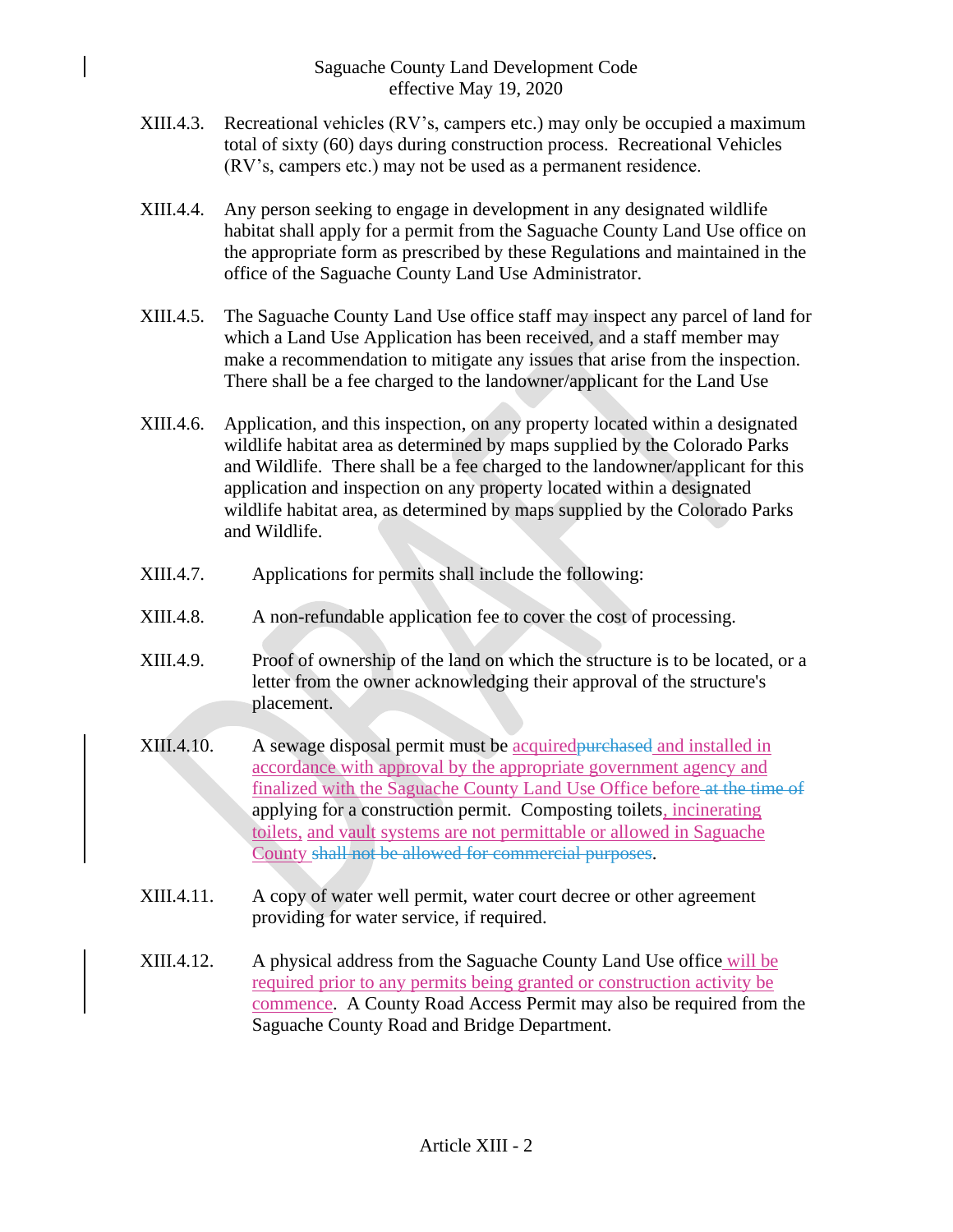XIII.4.3. Recreational vehicles (RV's, campers etc.) may only be occupied a maximum total of sixty (60) days during construction process. Recreational Vehicles (RV's, campers etc.) may not be used as a permanent residence.

XIII.4.4. Any person seeking to engage in development in any designated wildlife habitat shall apply for a permit from the Saguache County Land Use office on the appropriate form as prescribed by these Regulations and maintained in the office of the Saguache County Land Use Administrator.

XIII.4.5. The Saguache County Land Use office staff may inspect any parcel of land for which a Land Use Application has been received, and a staff member may make a recommendation to mitigate any issues that arise from the inspection. There shall be a fee charged to the landowner/applicant for the Land Use

XIII.4.6. Application, and this inspection, on any property located within a designated wildlife habitat area as determined by maps supplied by the Colorado Parks and Wildlife. There shall be a fee charged to the landowner/applicant for this application and inspection on any property located within a designated wildlife habitat area, as determined by maps supplied by the Colorado Parks and Wildlife.

XIII.4.7. Applications for permits shall include the following:

XIII.4.8. A non-refundable application fee to cover the cost of processing.

XIII.4.9. Proof of ownership of the land on which the structure is to be located, or a letter from the owner acknowledging their approval of the structure's placement.

XIII.4.10. A sewage disposal permit must be acquired~~purchased~~ and installed in accordance with approval by the appropriate government agency and finalized with the Saguache County Land Use Office before ~~at the time of~~ applying for a construction permit. Composting toilets, incinerating toilets, and vault systems are not permittable or allowed in Saguache County ~~shall not be allowed for commercial purposes~~.

XIII.4.11. A copy of water well permit, water court decree or other agreement providing for water service, if required.

XIII.4.12. A physical address from the Saguache County Land Use office will be required prior to any permits being granted or construction activity be commence. A County Road Access Permit may also be required from the Saguache County Road and Bridge Department.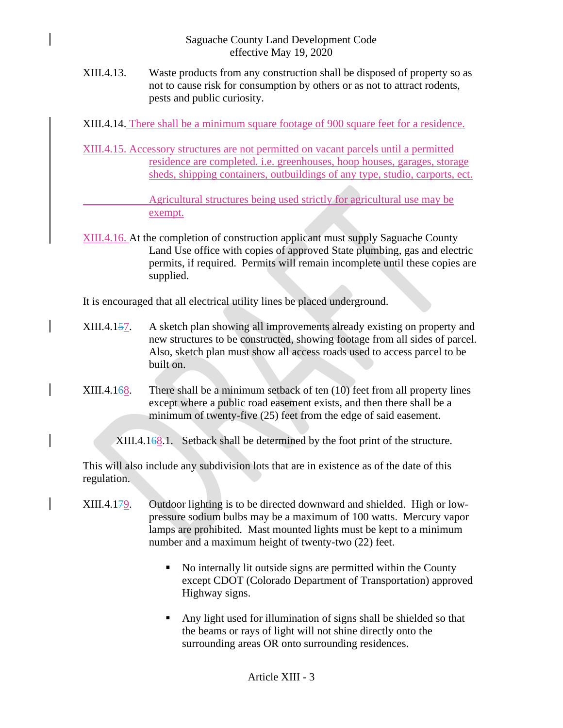XIII.4.13. Waste products from any construction shall be disposed of property so as not to cause risk for consumption by others or as not to attract rodents, pests and public curiosity.

XIII.4.14. There shall be a minimum square footage of 900 square feet for a residence.

XIII.4.15. Accessory structures are not permitted on vacant parcels until a permitted residence are completed. i.e. greenhouses, hoop houses, garages, storage sheds, shipping containers, outbuildings of any type, studio, carports, ect.

Agricultural structures being used strictly for agricultural use may be exempt.

XIII.4.16. At the completion of construction applicant must supply Saguache County Land Use office with copies of approved State plumbing, gas and electric permits, if required. Permits will remain incomplete until these copies are supplied.

It is encouraged that all electrical utility lines be placed underground.

XIII.4.~~15~~17. A sketch plan showing all improvements already existing on property and new structures to be constructed, showing footage from all sides of parcel. Also, sketch plan must show all access roads used to access parcel to be built on.

XIII.4.~~16~~18. There shall be a minimum setback of ten (10) feet from all property lines except where a public road easement exists, and then there shall be a minimum of twenty-five (25) feet from the edge of said easement.

XIII.4.~~16~~18.1. Setback shall be determined by the foot print of the structure.

This will also include any subdivision lots that are in existence as of the date of this regulation.

XIII.4.~~17~~19. Outdoor lighting is to be directed downward and shielded. High or low-pressure sodium bulbs may be a maximum of 100 watts. Mercury vapor lamps are prohibited. Mast mounted lights must be kept to a minimum number and a maximum height of twenty-two (22) feet.

- No internally lit outside signs are permitted within the County except CDOT (Colorado Department of Transportation) approved Highway signs.
- Any light used for illumination of signs shall be shielded so that the beams or rays of light will not shine directly onto the surrounding areas OR onto surrounding residences.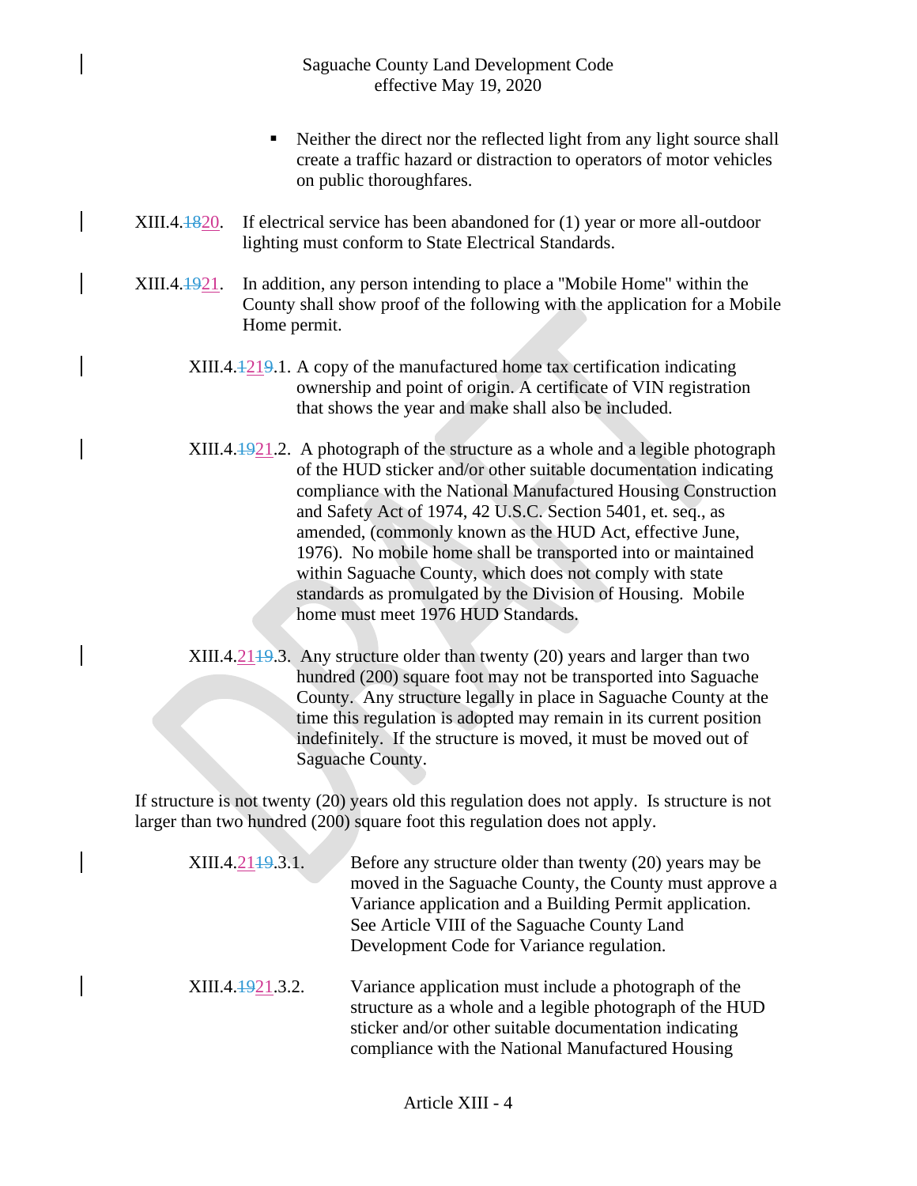- Neither the direct nor the reflected light from any light source shall create a traffic hazard or distraction to operators of motor vehicles on public thoroughfares.

XIII.4.~~18~~20. If electrical service has been abandoned for (1) year or more all-outdoor lighting must conform to State Electrical Standards.

XIII.4.~~19~~21. In addition, any person intending to place a "Mobile Home" within the County shall show proof of the following with the application for a Mobile Home permit.

XIII.4.~~12~~219.1. A copy of the manufactured home tax certification indicating ownership and point of origin. A certificate of VIN registration that shows the year and make shall also be included.

XIII.4.~~19~~21.2. A photograph of the structure as a whole and a legible photograph of the HUD sticker and/or other suitable documentation indicating compliance with the National Manufactured Housing Construction and Safety Act of 1974, 42 U.S.C. Section 5401, et. seq., as amended, (commonly known as the HUD Act, effective June, 1976). No mobile home shall be transported into or maintained within Saguache County, which does not comply with state standards as promulgated by the Division of Housing. Mobile home must meet 1976 HUD Standards.

XIII.4.21~~19~~.3. Any structure older than twenty (20) years and larger than two hundred (200) square foot may not be transported into Saguache County. Any structure legally in place in Saguache County at the time this regulation is adopted may remain in its current position indefinitely. If the structure is moved, it must be moved out of Saguache County.

If structure is not twenty (20) years old this regulation does not apply. Is structure is not larger than two hundred (200) square foot this regulation does not apply.

XIII.4.21~~19~~.3.1. Before any structure older than twenty (20) years may be moved in the Saguache County, the County must approve a Variance application and a Building Permit application. See Article VIII of the Saguache County Land Development Code for Variance regulation.

XIII.4.~~19~~21.3.2. Variance application must include a photograph of the structure as a whole and a legible photograph of the HUD sticker and/or other suitable documentation indicating compliance with the National Manufactured Housing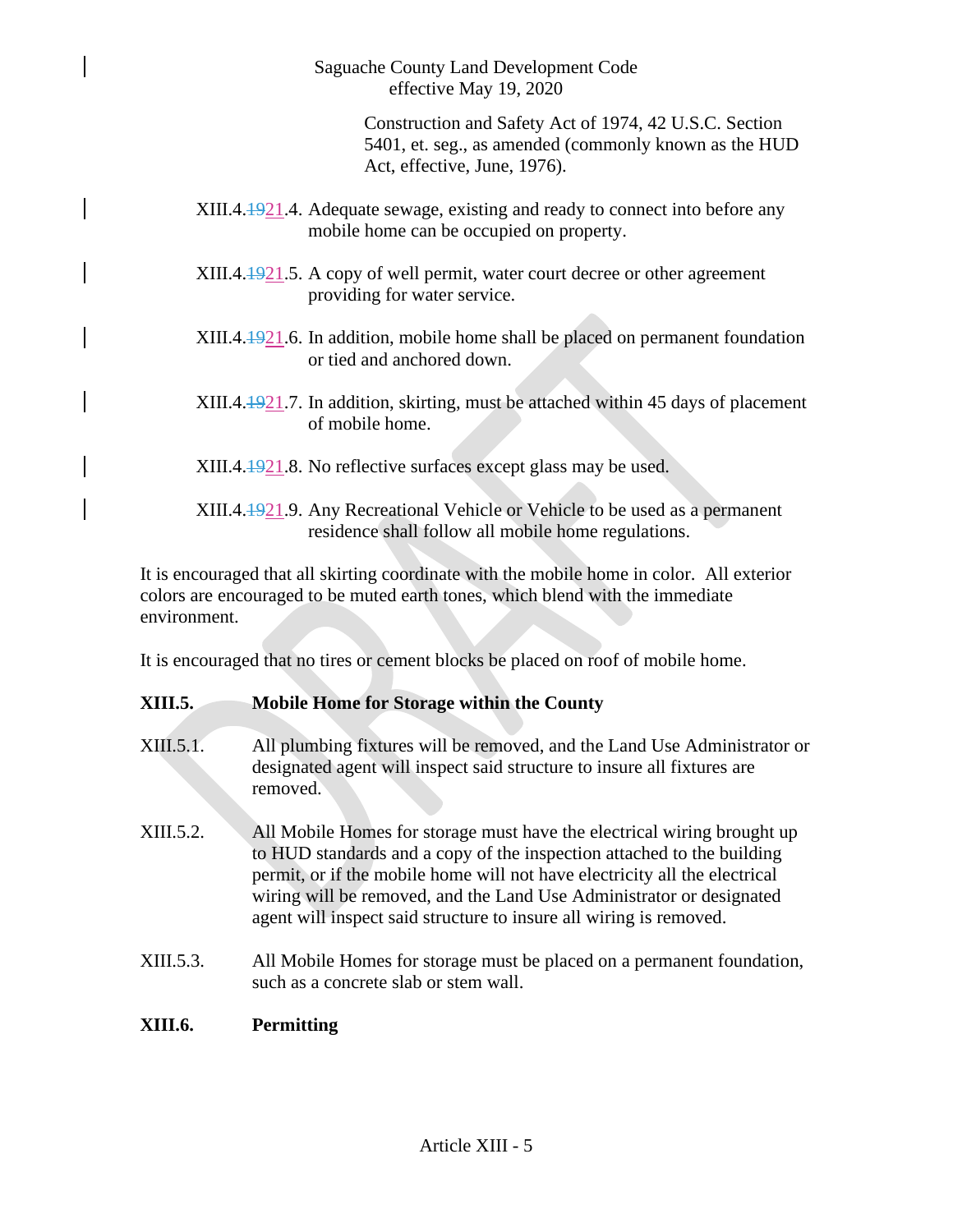Construction and Safety Act of 1974, 42 U.S.C. Section 5401, et. seg., as amended (commonly known as the HUD Act, effective, June, 1976).

XIII.4.~~19~~21.4. Adequate sewage, existing and ready to connect into before any mobile home can be occupied on property.

XIII.4.~~19~~21.5. A copy of well permit, water court decree or other agreement providing for water service.

XIII.4.~~19~~21.6. In addition, mobile home shall be placed on permanent foundation or tied and anchored down.

XIII.4.~~19~~21.7. In addition, skirting, must be attached within 45 days of placement of mobile home.

XIII.4.~~19~~21.8. No reflective surfaces except glass may be used.

XIII.4.~~19~~21.9. Any Recreational Vehicle or Vehicle to be used as a permanent residence shall follow all mobile home regulations.

It is encouraged that all skirting coordinate with the mobile home in color. All exterior colors are encouraged to be muted earth tones, which blend with the immediate environment.

It is encouraged that no tires or cement blocks be placed on roof of mobile home.

**XIII.5. Mobile Home for Storage within the County**

XIII.5.1. All plumbing fixtures will be removed, and the Land Use Administrator or designated agent will inspect said structure to insure all fixtures are removed.

XIII.5.2. All Mobile Homes for storage must have the electrical wiring brought up to HUD standards and a copy of the inspection attached to the building permit, or if the mobile home will not have electricity all the electrical wiring will be removed, and the Land Use Administrator or designated agent will inspect said structure to insure all wiring is removed.

XIII.5.3. All Mobile Homes for storage must be placed on a permanent foundation, such as a concrete slab or stem wall.

**XIII.6. Permitting**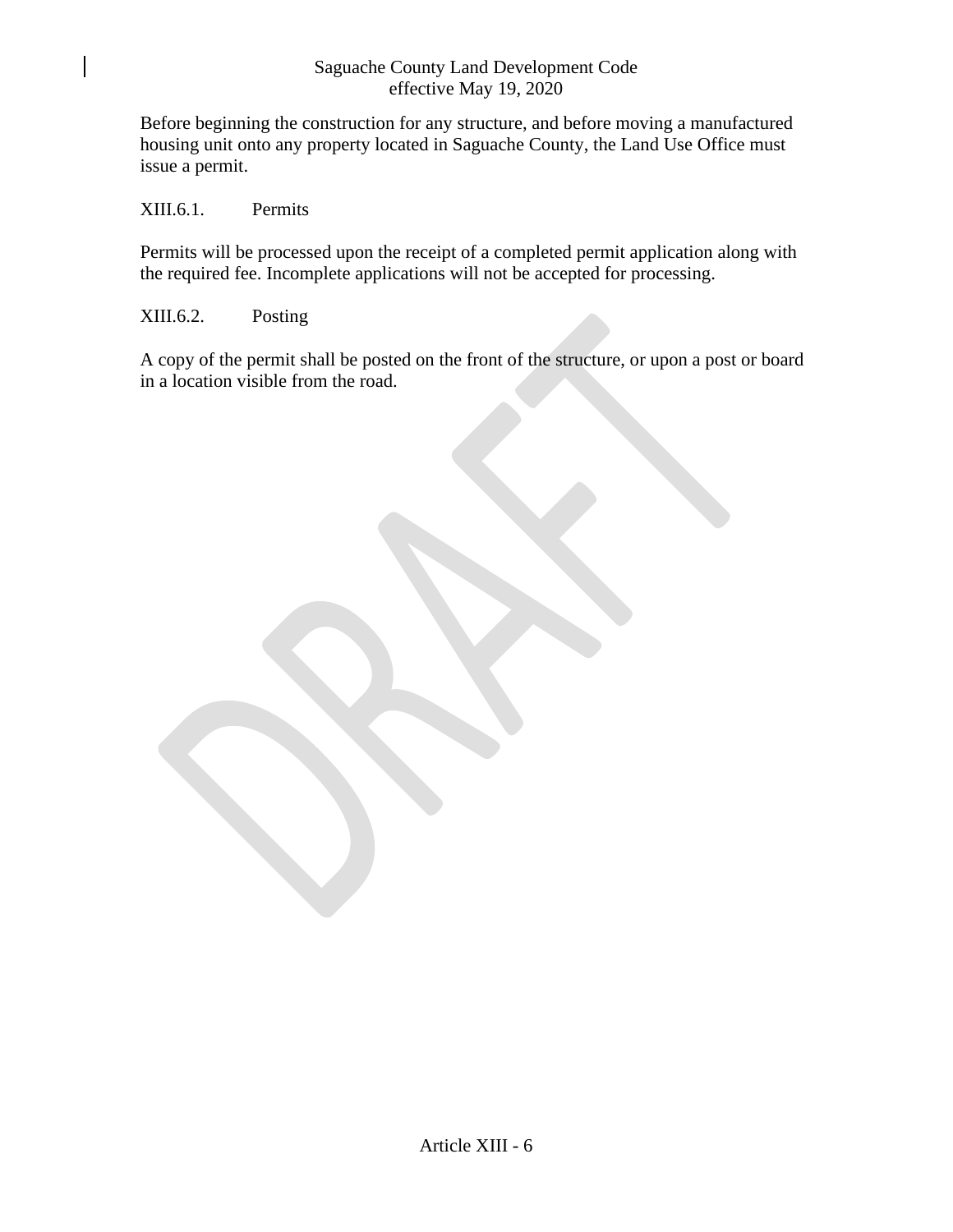Before beginning the construction for any structure, and before moving a manufactured housing unit onto any property located in Saguache County, the Land Use Office must issue a permit.

### XIII.6.1. Permits

Permits will be processed upon the receipt of a completed permit application along with the required fee. Incomplete applications will not be accepted for processing.

### XIII.6.2. Posting

A copy of the permit shall be posted on the front of the structure, or upon a post or board in a location visible from the road.